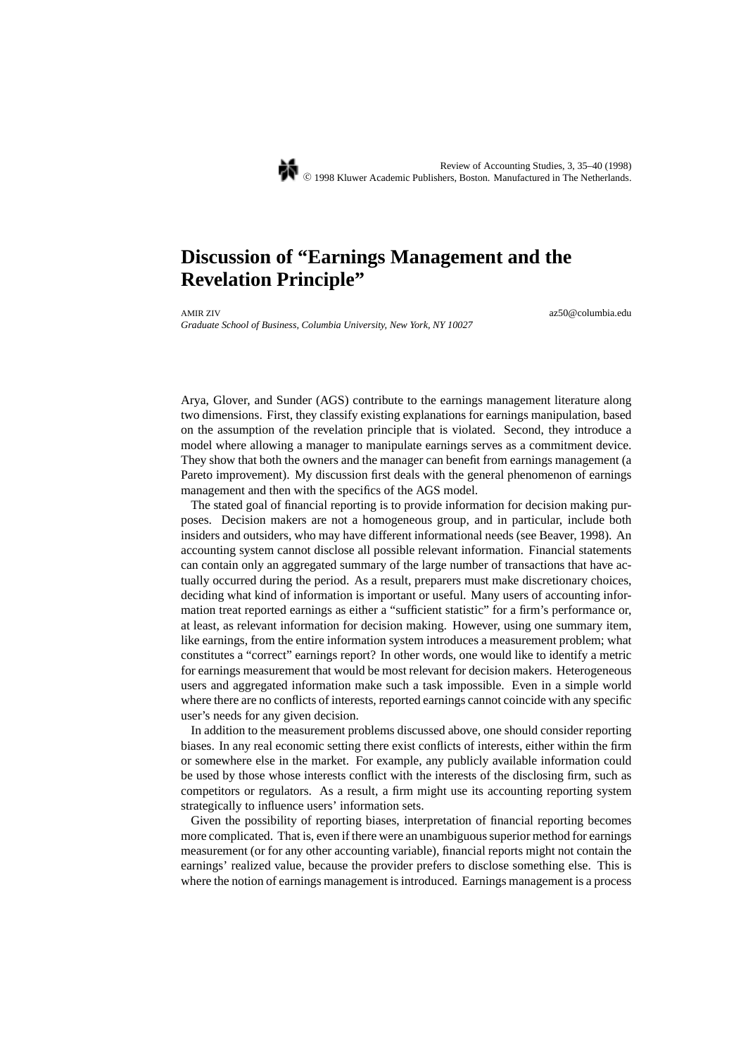# Discussion of "Earnings Management and the Revelation Principle"

AMIR ZIV az50@columbia.edu

*Graduate School of Business, Columbia University, New York, NY 10027*

Arya, Glover, and Sunder (AGS) contribute to the earnings management literature along two dimensions. First, they classify existing explanations for earnings manipulation, based on the assumption of the revelation principle that is violated. Second, they introduce a model where allowing a manager to manipulate earnings serves as a commitment device. They show that both the owners and the manager can benefit from earnings management (a Pareto improvement). My discussion first deals with the general phenomenon of earnings management and then with the specifics of the AGS model.

The stated goal of financial reporting is to provide information for decision making purposes. Decision makers are not a homogeneous group, and in particular, include both insiders and outsiders, who may have different informational needs (see Beaver, 1998). An accounting system cannot disclose all possible relevant information. Financial statements can contain only an aggregated summary of the large number of transactions that have actually occurred during the period. As a result, preparers must make discretionary choices, deciding what kind of information is important or useful. Many users of accounting information treat reported earnings as either a "sufficient statistic" for a firm's performance or, at least, as relevant information for decision making. However, using one summary item, like earnings, from the entire information system introduces a measurement problem; what constitutes a "correct" earnings report? In other words, one would like to identify a metric for earnings measurement that would be most relevant for decision makers. Heterogeneous users and aggregated information make such a task impossible. Even in a simple world where there are no conflicts of interests, reported earnings cannot coincide with any specific user's needs for any given decision.

In addition to the measurement problems discussed above, one should consider reporting biases. In any real economic setting there exist conflicts of interests, either within the firm or somewhere else in the market. For example, any publicly available information could be used by those whose interests conflict with the interests of the disclosing firm, such as competitors or regulators. As a result, a firm might use its accounting reporting system strategically to influence users' information sets.

Given the possibility of reporting biases, interpretation of financial reporting becomes more complicated. That is, even if there were an unambiguous superior method for earnings measurement (or for any other accounting variable), financial reports might not contain the earnings' realized value, because the provider prefers to disclose something else. This is where the notion of earnings management is introduced. Earnings management is a process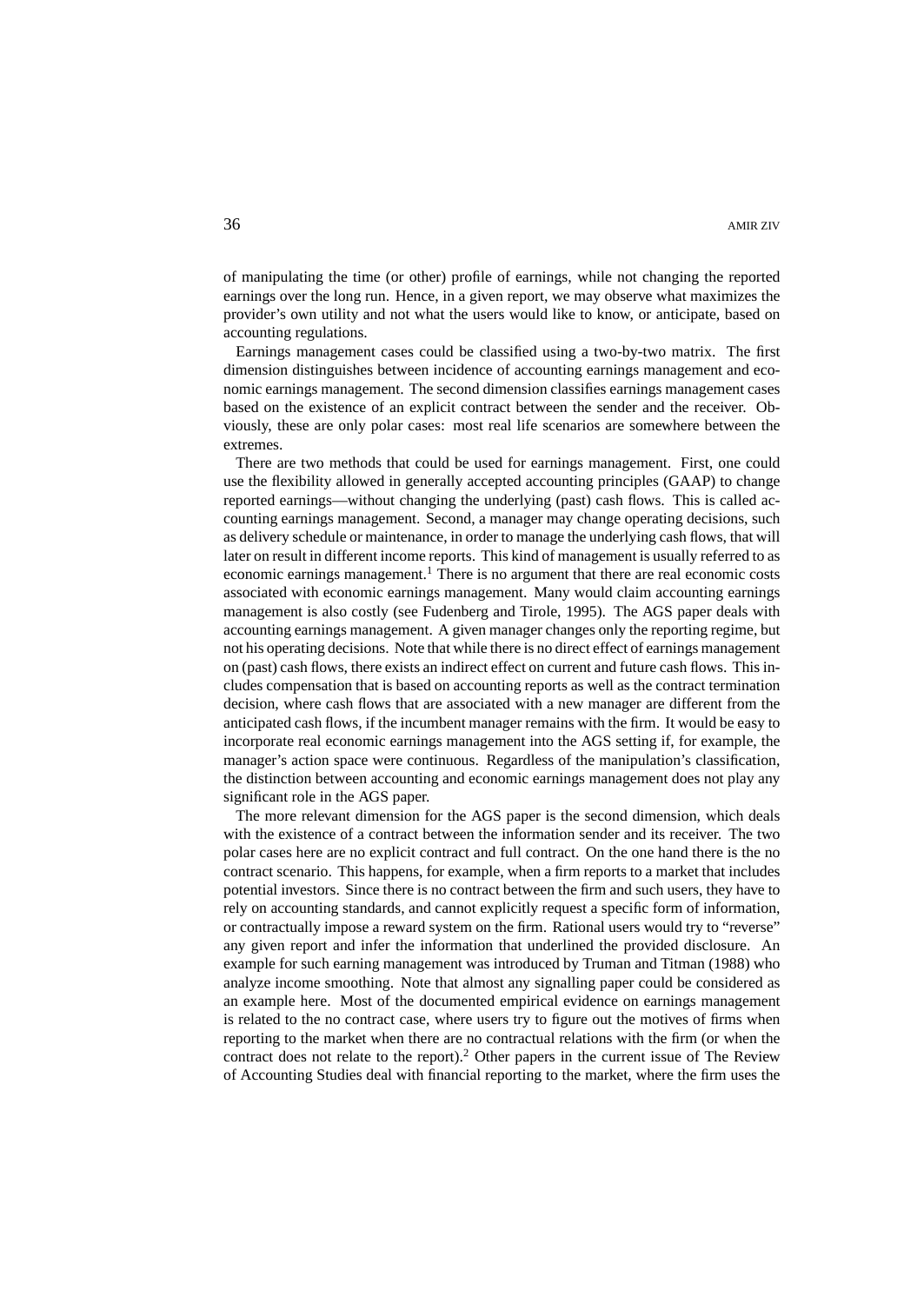of manipulating the time (or other) profile of earnings, while not changing the reported earnings over the long run. Hence, in a given report, we may observe what maximizes the provider's own utility and not what the users would like to know, or anticipate, based on accounting regulations.

Earnings management cases could be classified using a two-by-two matrix. The first dimension distinguishes between incidence of accounting earnings management and economic earnings management. The second dimension classifies earnings management cases based on the existence of an explicit contract between the sender and the receiver. Obviously, these are only polar cases: most real life scenarios are somewhere between the extremes.

There are two methods that could be used for earnings management. First, one could use the flexibility allowed in generally accepted accounting principles (GAAP) to change reported earnings—without changing the underlying (past) cash flows. This is called accounting earnings management. Second, a manager may change operating decisions, such as delivery schedule or maintenance, in order to manage the underlying cash flows, that will later on result in different income reports. This kind of management is usually referred to as economic earnings management.[1] There is no argument that there are real economic costs associated with economic earnings management. Many would claim accounting earnings management is also costly (see Fudenberg and Tirole, 1995). The AGS paper deals with accounting earnings management. A given manager changes only the reporting regime, but not his operating decisions. Note that while there is no direct effect of earnings management on (past) cash flows, there exists an indirect effect on current and future cash flows. This includes compensation that is based on accounting reports as well as the contract termination decision, where cash flows that are associated with a new manager are different from the anticipated cash flows, if the incumbent manager remains with the firm. It would be easy to incorporate real economic earnings management into the AGS setting if, for example, the manager's action space were continuous. Regardless of the manipulation's classification, the distinction between accounting and economic earnings management does not play any significant role in the AGS paper.

The more relevant dimension for the AGS paper is the second dimension, which deals with the existence of a contract between the information sender and its receiver. The two polar cases here are no explicit contract and full contract. On the one hand there is the no contract scenario. This happens, for example, when a firm reports to a market that includes potential investors. Since there is no contract between the firm and such users, they have to rely on accounting standards, and cannot explicitly request a specific form of information, or contractually impose a reward system on the firm. Rational users would try to "reverse" any given report and infer the information that underlined the provided disclosure. An example for such earning management was introduced by Truman and Titman (1988) who analyze income smoothing. Note that almost any signalling paper could be considered as an example here. Most of the documented empirical evidence on earnings management is related to the no contract case, where users try to figure out the motives of firms when reporting to the market when there are no contractual relations with the firm (or when the contract does not relate to the report).[2] Other papers in the current issue of The Review of Accounting Studies deal with financial reporting to the market, where the firm uses the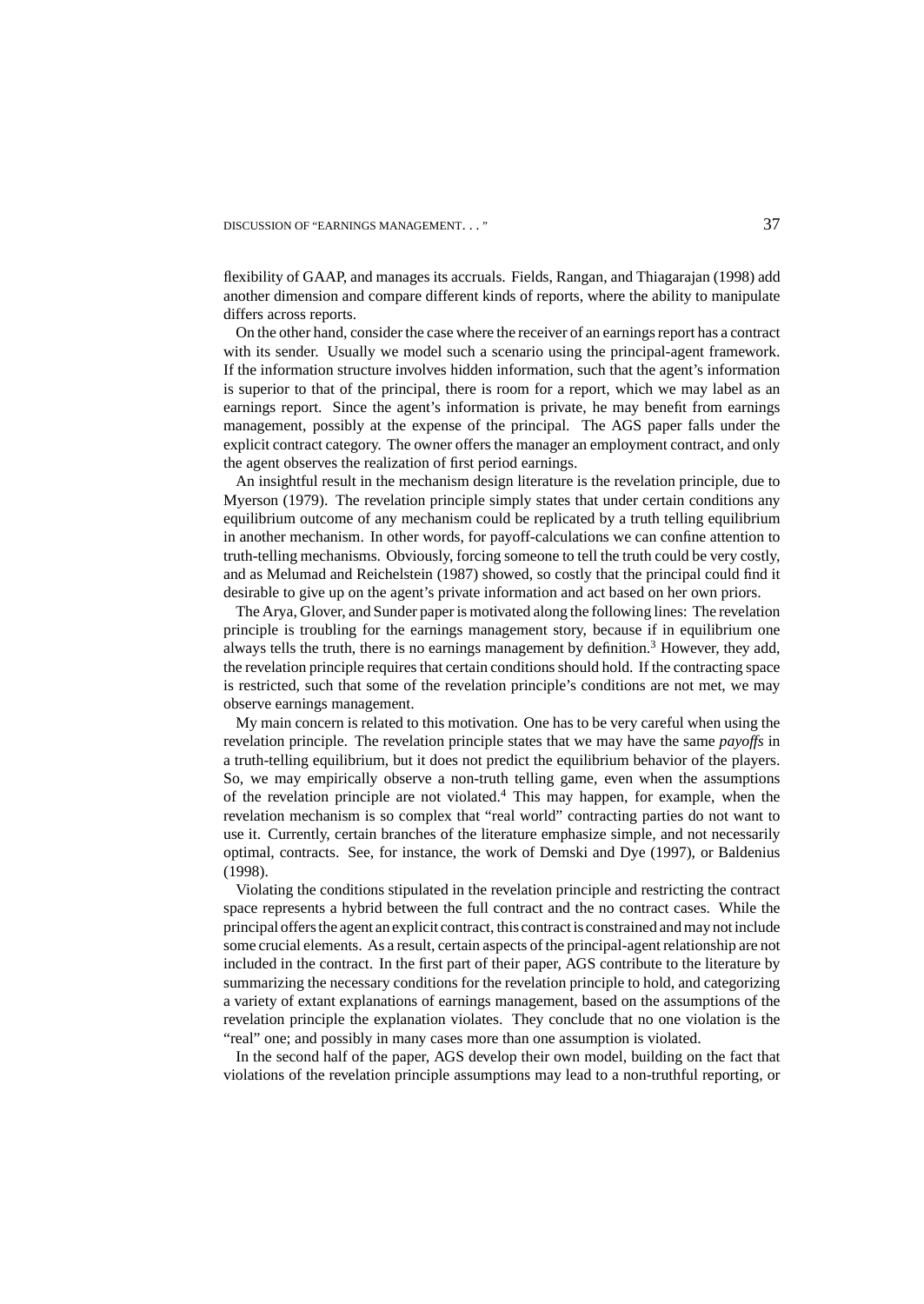flexibility of GAAP, and manages its accruals. Fields, Rangan, and Thiagarajan (1998) add another dimension and compare different kinds of reports, where the ability to manipulate differs across reports.

On the other hand, consider the case where the receiver of an earnings report has a contract with its sender. Usually we model such a scenario using the principal-agent framework. If the information structure involves hidden information, such that the agent's information is superior to that of the principal, there is room for a report, which we may label as an earnings report. Since the agent's information is private, he may benefit from earnings management, possibly at the expense of the principal. The AGS paper falls under the explicit contract category. The owner offers the manager an employment contract, and only the agent observes the realization of first period earnings.

An insightful result in the mechanism design literature is the revelation principle, due to Myerson (1979). The revelation principle simply states that under certain conditions any equilibrium outcome of any mechanism could be replicated by a truth telling equilibrium in another mechanism. In other words, for payoff-calculations we can confine attention to truth-telling mechanisms. Obviously, forcing someone to tell the truth could be very costly, and as Melumad and Reichelstein (1987) showed, so costly that the principal could find it desirable to give up on the agent's private information and act based on her own priors.

The Arya, Glover, and Sunder paper is motivated along the following lines: The revelation principle is troubling for the earnings management story, because if in equilibrium one always tells the truth, there is no earnings management by definition.[3] However, they add, the revelation principle requires that certain conditions should hold. If the contracting space is restricted, such that some of the revelation principle's conditions are not met, we may observe earnings management.

My main concern is related to this motivation. One has to be very careful when using the revelation principle. The revelation principle states that we may have the same *payoffs* in a truth-telling equilibrium, but it does not predict the equilibrium behavior of the players. So, we may empirically observe a non-truth telling game, even when the assumptions of the revelation principle are not violated.[4] This may happen, for example, when the revelation mechanism is so complex that "real world" contracting parties do not want to use it. Currently, certain branches of the literature emphasize simple, and not necessarily optimal, contracts. See, for instance, the work of Demski and Dye (1997), or Baldenius (1998).

Violating the conditions stipulated in the revelation principle and restricting the contract space represents a hybrid between the full contract and the no contract cases. While the principal offers the agent an explicit contract, this contract is constrained and may not include some crucial elements. As a result, certain aspects of the principal-agent relationship are not included in the contract. In the first part of their paper, AGS contribute to the literature by summarizing the necessary conditions for the revelation principle to hold, and categorizing a variety of extant explanations of earnings management, based on the assumptions of the revelation principle the explanation violates. They conclude that no one violation is the "real" one; and possibly in many cases more than one assumption is violated.

In the second half of the paper, AGS develop their own model, building on the fact that violations of the revelation principle assumptions may lead to a non-truthful reporting, or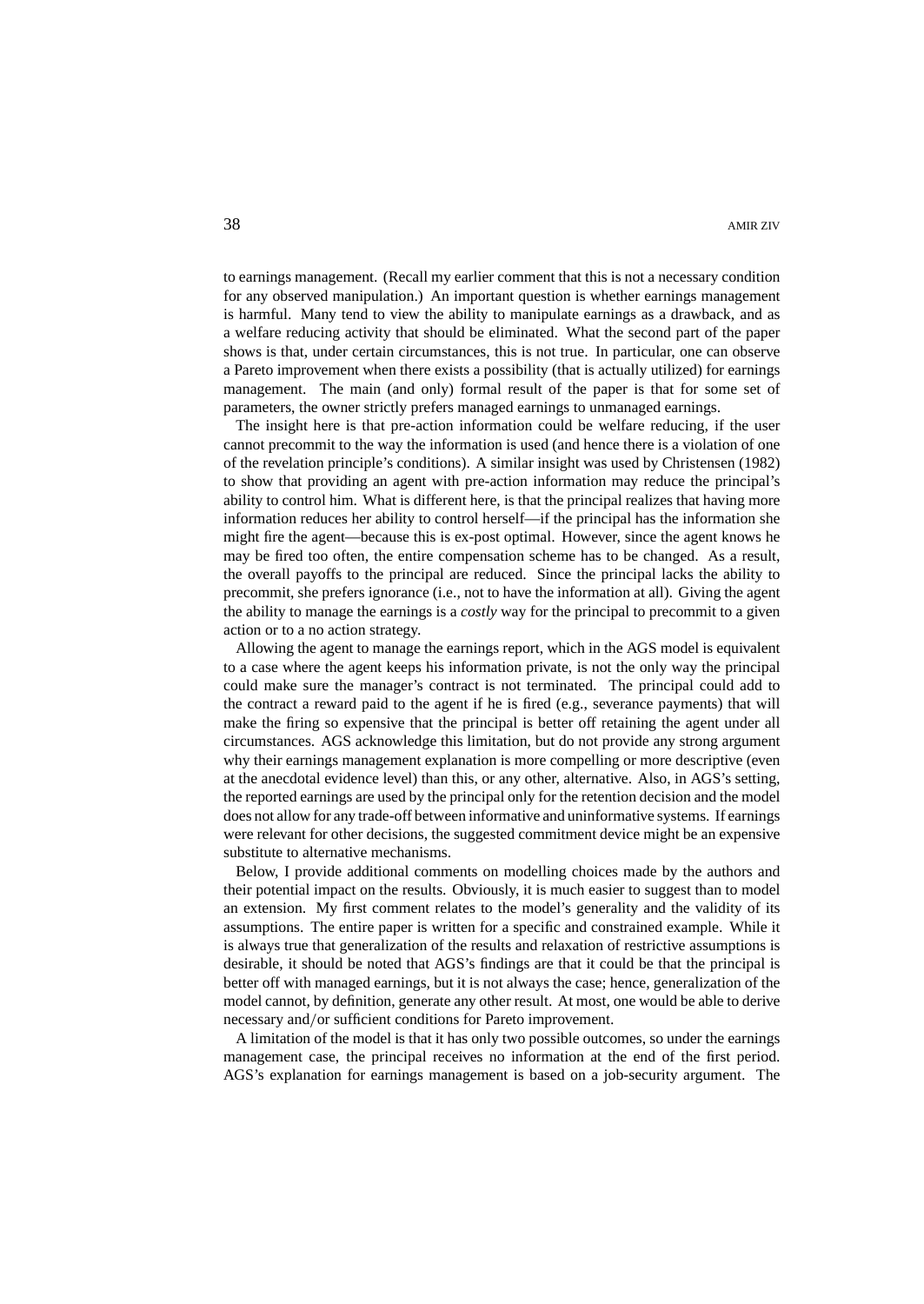to earnings management. (Recall my earlier comment that this is not a necessary condition for any observed manipulation.) An important question is whether earnings management is harmful. Many tend to view the ability to manipulate earnings as a drawback, and as a welfare reducing activity that should be eliminated. What the second part of the paper shows is that, under certain circumstances, this is not true. In particular, one can observe a Pareto improvement when there exists a possibility (that is actually utilized) for earnings management. The main (and only) formal result of the paper is that for some set of parameters, the owner strictly prefers managed earnings to unmanaged earnings.

The insight here is that pre-action information could be welfare reducing, if the user cannot precommit to the way the information is used (and hence there is a violation of one of the revelation principle's conditions). A similar insight was used by Christensen (1982) to show that providing an agent with pre-action information may reduce the principal's ability to control him. What is different here, is that the principal realizes that having more information reduces her ability to control herself—if the principal has the information she might fire the agent—because this is ex-post optimal. However, since the agent knows he may be fired too often, the entire compensation scheme has to be changed. As a result, the overall payoffs to the principal are reduced. Since the principal lacks the ability to precommit, she prefers ignorance (i.e., not to have the information at all). Giving the agent the ability to manage the earnings is a *costly* way for the principal to precommit to a given action or to a no action strategy.

Allowing the agent to manage the earnings report, which in the AGS model is equivalent to a case where the agent keeps his information private, is not the only way the principal could make sure the manager's contract is not terminated. The principal could add to the contract a reward paid to the agent if he is fired (e.g., severance payments) that will make the firing so expensive that the principal is better off retaining the agent under all circumstances. AGS acknowledge this limitation, but do not provide any strong argument why their earnings management explanation is more compelling or more descriptive (even at the anecdotal evidence level) than this, or any other, alternative. Also, in AGS's setting, the reported earnings are used by the principal only for the retention decision and the model does not allow for any trade-off between informative and uninformative systems. If earnings were relevant for other decisions, the suggested commitment device might be an expensive substitute to alternative mechanisms.

Below, I provide additional comments on modelling choices made by the authors and their potential impact on the results. Obviously, it is much easier to suggest than to model an extension. My first comment relates to the model's generality and the validity of its assumptions. The entire paper is written for a specific and constrained example. While it is always true that generalization of the results and relaxation of restrictive assumptions is desirable, it should be noted that AGS's findings are that it could be that the principal is better off with managed earnings, but it is not always the case; hence, generalization of the model cannot, by definition, generate any other result. At most, one would be able to derive necessary and/or sufficient conditions for Pareto improvement.

A limitation of the model is that it has only two possible outcomes, so under the earnings management case, the principal receives no information at the end of the first period. AGS's explanation for earnings management is based on a job-security argument. The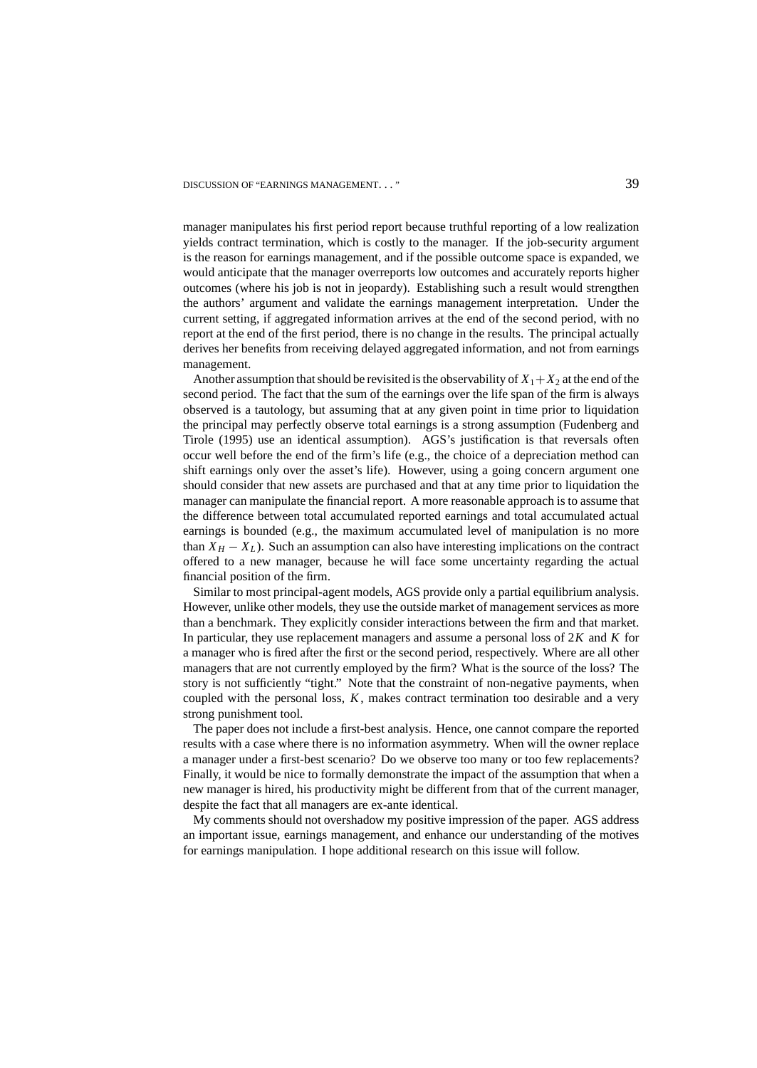manager manipulates his first period report because truthful reporting of a low realization yields contract termination, which is costly to the manager. If the job-security argument is the reason for earnings management, and if the possible outcome space is expanded, we would anticipate that the manager overreports low outcomes and accurately reports higher outcomes (where his job is not in jeopardy). Establishing such a result would strengthen the authors' argument and validate the earnings management interpretation. Under the current setting, if aggregated information arrives at the end of the second period, with no report at the end of the first period, there is no change in the results. The principal actually derives her benefits from receiving delayed aggregated information, and not from earnings management.

Another assumption that should be revisited is the observability of $X_1 + X_2$ at the end of the second period. The fact that the sum of the earnings over the life span of the firm is always observed is a tautology, but assuming that at any given point in time prior to liquidation the principal may perfectly observe total earnings is a strong assumption (Fudenberg and Tirole (1995) use an identical assumption). AGS's justification is that reversals often occur well before the end of the firm's life (e.g., the choice of a depreciation method can shift earnings only over the asset's life). However, using a going concern argument one should consider that new assets are purchased and that at any time prior to liquidation the manager can manipulate the financial report. A more reasonable approach is to assume that the difference between total accumulated reported earnings and total accumulated actual earnings is bounded (e.g., the maximum accumulated level of manipulation is no more than $X_H - X_L$). Such an assumption can also have interesting implications on the contract offered to a new manager, because he will face some uncertainty regarding the actual financial position of the firm.

Similar to most principal-agent models, AGS provide only a partial equilibrium analysis. However, unlike other models, they use the outside market of management services as more than a benchmark. They explicitly consider interactions between the firm and that market. In particular, they use replacement managers and assume a personal loss of $2K$ and $K$ for a manager who is fired after the first or the second period, respectively. Where are all other managers that are not currently employed by the firm? What is the source of the loss? The story is not sufficiently "tight." Note that the constraint of non-negative payments, when coupled with the personal loss, $K$, makes contract termination too desirable and a very strong punishment tool.

The paper does not include a first-best analysis. Hence, one cannot compare the reported results with a case where there is no information asymmetry. When will the owner replace a manager under a first-best scenario? Do we observe too many or too few replacements? Finally, it would be nice to formally demonstrate the impact of the assumption that when a new manager is hired, his productivity might be different from that of the current manager, despite the fact that all managers are ex-ante identical.

My comments should not overshadow my positive impression of the paper. AGS address an important issue, earnings management, and enhance our understanding of the motives for earnings manipulation. I hope additional research on this issue will follow.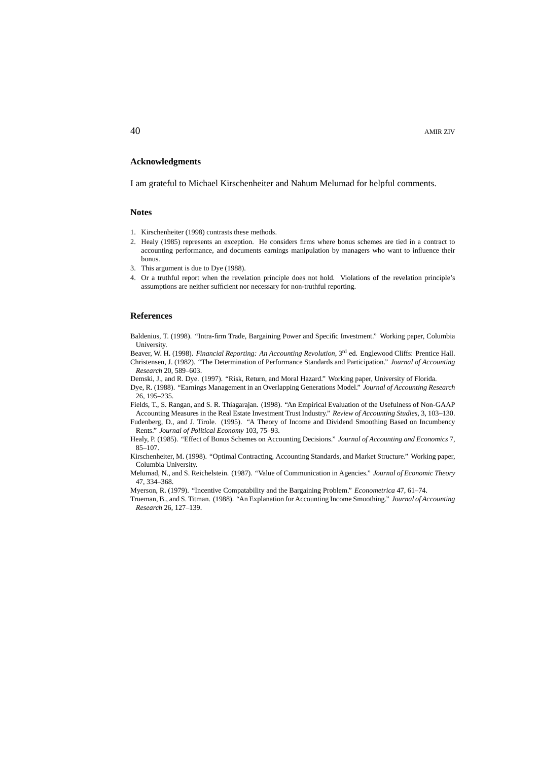## Acknowledgments

I am grateful to Michael Kirschenheiter and Nahum Melumad for helpful comments.

## Notes

1. Kirschenheiter (1998) contrasts these methods.
2. Healy (1985) represents an exception. He considers firms where bonus schemes are tied in a contract to accounting performance, and documents earnings manipulation by managers who want to influence their bonus.
3. This argument is due to Dye (1988).
4. Or a truthful report when the revelation principle does not hold. Violations of the revelation principle's assumptions are neither sufficient nor necessary for non-truthful reporting.

## References

Baldenius, T. (1998). "Intra-firm Trade, Bargaining Power and Specific Investment." Working paper, Columbia University.

Beaver, W. H. (1998). *Financial Reporting: An Accounting Revolution*, 3rd ed. Englewood Cliffs: Prentice Hall.

Christensen, J. (1982). "The Determination of Performance Standards and Participation." *Journal of Accounting Research* 20, 589–603.

Demski, J., and R. Dye. (1997). "Risk, Return, and Moral Hazard." Working paper, University of Florida.

Dye, R. (1988). "Earnings Management in an Overlapping Generations Model." *Journal of Accounting Research* 26, 195–235.

Fields, T., S. Rangan, and S. R. Thiagarajan. (1998). "An Empirical Evaluation of the Usefulness of Non-GAAP Accounting Measures in the Real Estate Investment Trust Industry." *Review of Accounting Studies*, 3, 103–130.

Fudenberg, D., and J. Tirole. (1995). "A Theory of Income and Dividend Smoothing Based on Incumbency Rents." *Journal of Political Economy* 103, 75–93.

Healy, P. (1985). "Effect of Bonus Schemes on Accounting Decisions." *Journal of Accounting and Economics* 7, 85–107.

Kirschenheiter, M. (1998). "Optimal Contracting, Accounting Standards, and Market Structure." Working paper, Columbia University.

Melumad, N., and S. Reichelstein. (1987). "Value of Communication in Agencies." *Journal of Economic Theory* 47, 334–368.

Myerson, R. (1979). "Incentive Compatability and the Bargaining Problem." *Econometrica* 47, 61–74.

Trueman, B., and S. Titman. (1988). "An Explanation for Accounting Income Smoothing." *Journal of Accounting Research* 26, 127–139.